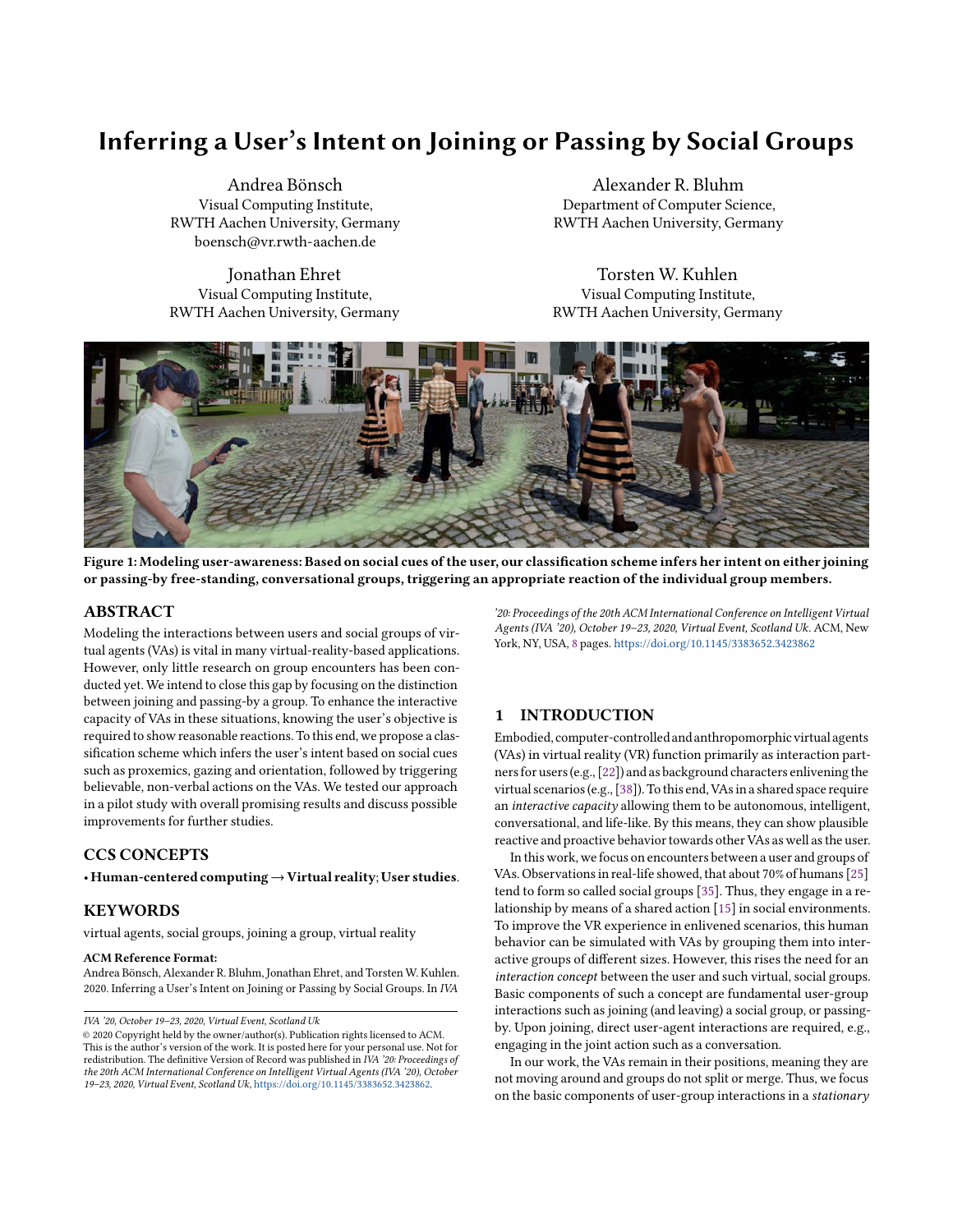# Inferring a User's Intent on Joining or Passing by Social Groups

Andrea Bönsch
Visual Computing Institute,
RWTH Aachen University, Germany
boensch@vr.rwth-aachen.de

Alexander R. Bluhm
Department of Computer Science,
RWTH Aachen University, Germany

Jonathan Ehret
Visual Computing Institute,
RWTH Aachen University, Germany

Torsten W. Kuhlen
Visual Computing Institute,
RWTH Aachen University, Germany

**Figure 1: Modeling user-awareness: Based on social cues of the user, our classification scheme infers her intent on either joining or passing-by free-standing, conversational groups, triggering an appropriate reaction of the individual group members.**

## ABSTRACT

Modeling the interactions between users and social groups of virtual agents (VAs) is vital in many virtual-reality-based applications. However, only little research on group encounters has been conducted yet. We intend to close this gap by focusing on the distinction between joining and passing-by a group. To enhance the interactive capacity of VAs in these situations, knowing the user's objective is required to show reasonable reactions. To this end, we propose a classification scheme which infers the user's intent based on social cues such as proxemics, gazing and orientation, followed by triggering believable, non-verbal actions on the VAs. We tested our approach in a pilot study with overall promising results and discuss possible improvements for further studies.

## CCS CONCEPTS

• **Human-centered computing → Virtual reality**; **User studies**.

## KEYWORDS

virtual agents, social groups, joining a group, virtual reality

**ACM Reference Format:**
Andrea Bönsch, Alexander R. Bluhm, Jonathan Ehret, and Torsten W. Kuhlen. 2020. Inferring a User's Intent on Joining or Passing by Social Groups. In *IVA '20: Proceedings of the 20th ACM International Conference on Intelligent Virtual Agents (IVA '20), October 19–23, 2020, Virtual Event, Scotland Uk.* ACM, New York, NY, USA, 8 pages. https://doi.org/10.1145/3383652.3423862

*IVA '20, October 19–23, 2020, Virtual Event, Scotland Uk*
© 2020 Copyright held by the owner/author(s). Publication rights licensed to ACM. This is the author's version of the work. It is posted here for your personal use. Not for redistribution. The definitive Version of Record was published in *IVA '20: Proceedings of the 20th ACM International Conference on Intelligent Virtual Agents (IVA '20), October 19–23, 2020, Virtual Event, Scotland Uk*, https://doi.org/10.1145/3383652.3423862.

## 1 INTRODUCTION

Embodied, computer-controlled and anthropomorphic virtual agents (VAs) in virtual reality (VR) function primarily as interaction partners for users (e.g., [22]) and as background characters enlivening the virtual scenarios (e.g., [38]). To this end, VAs in a shared space require an *interactive capacity* allowing them to be autonomous, intelligent, conversational, and life-like. By this means, they can show plausible reactive and proactive behavior towards other VAs as well as the user.

In this work, we focus on encounters between a user and groups of VAs. Observations in real-life showed, that about 70% of humans [25] tend to form so called social groups [35]. Thus, they engage in a relationship by means of a shared action [15] in social environments. To improve the VR experience in enlivened scenarios, this human behavior can be simulated with VAs by grouping them into interactive groups of different sizes. However, this rises the need for an *interaction concept* between the user and such virtual, social groups. Basic components of such a concept are fundamental user-group interactions such as joining (and leaving) a social group, or passing-by. Upon joining, direct user-agent interactions are required, e.g., engaging in the joint action such as a conversation.

In our work, the VAs remain in their positions, meaning they are not moving around and groups do not split or merge. Thus, we focus on the basic components of user-group interactions in a *stationary*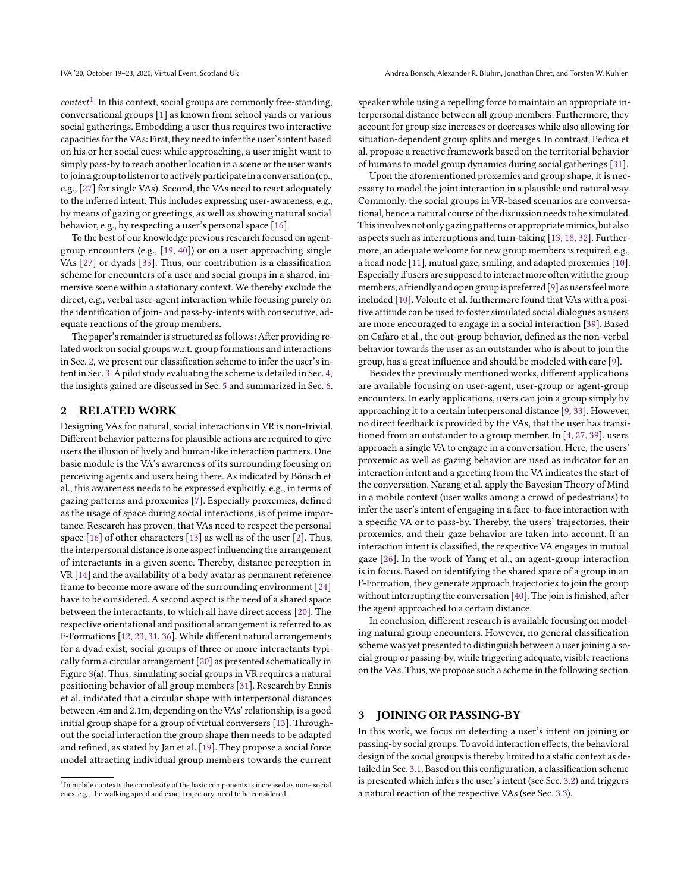*context*[1]. In this context, social groups are commonly free-standing, conversational groups [1] as known from school yards or various social gatherings. Embedding a user thus requires two interactive capacities for the VAs: First, they need to infer the user's intent based on his or her social cues: while approaching, a user might want to simply pass-by to reach another location in a scene or the user wants to join a group to listen or to actively participate in a conversation (cp., e.g., [27] for single VAs). Second, the VAs need to react adequately to the inferred intent. This includes expressing user-awareness, e.g., by means of gazing or greetings, as well as showing natural social behavior, e.g., by respecting a user's personal space [16].

To the best of our knowledge previous research focused on agent-group encounters (e.g., [19, 40]) or on a user approaching single VAs [27] or dyads [33]. Thus, our contribution is a classification scheme for encounters of a user and social groups in a shared, immersive scene within a stationary context. We thereby exclude the direct, e.g., verbal user-agent interaction while focusing purely on the identification of join- and pass-by-intents with consecutive, adequate reactions of the group members.

The paper's remainder is structured as follows: After providing related work on social groups w.r.t. group formations and interactions in Sec. 2, we present our classification scheme to infer the user's intent in Sec. 3. A pilot study evaluating the scheme is detailed in Sec. 4, the insights gained are discussed in Sec. 5 and summarized in Sec. 6.

## 2 RELATED WORK

Designing VAs for natural, social interactions in VR is non-trivial. Different behavior patterns for plausible actions are required to give users the illusion of lively and human-like interaction partners. One basic module is the VA's awareness of its surrounding focusing on perceiving agents and users being there. As indicated by Bönsch et al., this awareness needs to be expressed explicitly, e.g., in terms of gazing patterns and proxemics [7]. Especially proxemics, defined as the usage of space during social interactions, is of prime importance. Research has proven, that VAs need to respect the personal space [16] of other characters [13] as well as of the user [2]. Thus, the interpersonal distance is one aspect influencing the arrangement of interactants in a given scene. Thereby, distance perception in VR [14] and the availability of a body avatar as permanent reference frame to become more aware of the surrounding environment [24] have to be considered. A second aspect is the need of a shared space between the interactants, to which all have direct access [20]. The respective orientational and positional arrangement is referred to as F-Formations [12, 23, 31, 36]. While different natural arrangements for a dyad exist, social groups of three or more interactants typically form a circular arrangement [20] as presented schematically in Figure 3(a). Thus, simulating social groups in VR requires a natural positioning behavior of all group members [31]. Research by Ennis et al. indicated that a circular shape with interpersonal distances between .4m and 2.1m, depending on the VAs' relationship, is a good initial group shape for a group of virtual conversers [13]. Throughout the social interaction the group shape then needs to be adapted and refined, as stated by Jan et al. [19]. They propose a social force model attracting individual group members towards the current speaker while using a repelling force to maintain an appropriate interpersonal distance between all group members. Furthermore, they account for group size increases or decreases while also allowing for situation-dependent group splits and merges. In contrast, Pedica et al. propose a reactive framework based on the territorial behavior of humans to model group dynamics during social gatherings [31].

Upon the aforementioned proxemics and group shape, it is necessary to model the joint interaction in a plausible and natural way. Commonly, the social groups in VR-based scenarios are conversational, hence a natural course of the discussion needs to be simulated. This involves not only gazing patterns or appropriate mimics, but also aspects such as interruptions and turn-taking [13, 18, 32]. Furthermore, an adequate welcome for new group members is required, e.g., a head node [11], mutual gaze, smiling, and adapted proxemics [10]. Especially if users are supposed to interact more often with the group members, a friendly and open group is preferred [9] as users feel more included [10]. Volonte et al. furthermore found that VAs with a positive attitude can be used to foster simulated social dialogues as users are more encouraged to engage in a social interaction [39]. Based on Cafaro et al., the out-group behavior, defined as the non-verbal behavior towards the user as an outstander who is about to join the group, has a great influence and should be modeled with care [9].

Besides the previously mentioned works, different applications are available focusing on user-agent, user-group or agent-group encounters. In early applications, users can join a group simply by approaching it to a certain interpersonal distance [9, 33]. However, no direct feedback is provided by the VAs, that the user has transitioned from an outstander to a group member. In [4, 27, 39], users approach a single VA to engage in a conversation. Here, the users' proxemic as well as gazing behavior are used as indicator for an interaction intent and a greeting from the VA indicates the start of the conversation. Narang et al. apply the Bayesian Theory of Mind in a mobile context (user walks among a crowd of pedestrians) to infer the user's intent of engaging in a face-to-face interaction with a specific VA or to pass-by. Thereby, the users' trajectories, their proxemics, and their gaze behavior are taken into account. If an interaction intent is classified, the respective VA engages in mutual gaze [26]. In the work of Yang et al., an agent-group interaction is in focus. Based on identifying the shared space of a group in an F-Formation, they generate approach trajectories to join the group without interrupting the conversation [40]. The join is finished, after the agent approached to a certain distance.

In conclusion, different research is available focusing on modeling natural group encounters. However, no general classification scheme was yet presented to distinguish between a user joining a social group or passing-by, while triggering adequate, visible reactions on the VAs. Thus, we propose such a scheme in the following section.

## 3 JOINING OR PASSING-BY

In this work, we focus on detecting a user's intent on joining or passing-by social groups. To avoid interaction effects, the behavioral design of the social groups is thereby limited to a static context as detailed in Sec. 3.1. Based on this configuration, a classification scheme is presented which infers the user's intent (see Sec. 3.2) and triggers a natural reaction of the respective VAs (see Sec. 3.3).

[1] In mobile contexts the complexity of the basic components is increased as more social cues, e.g., the walking speed and exact trajectory, need to be considered.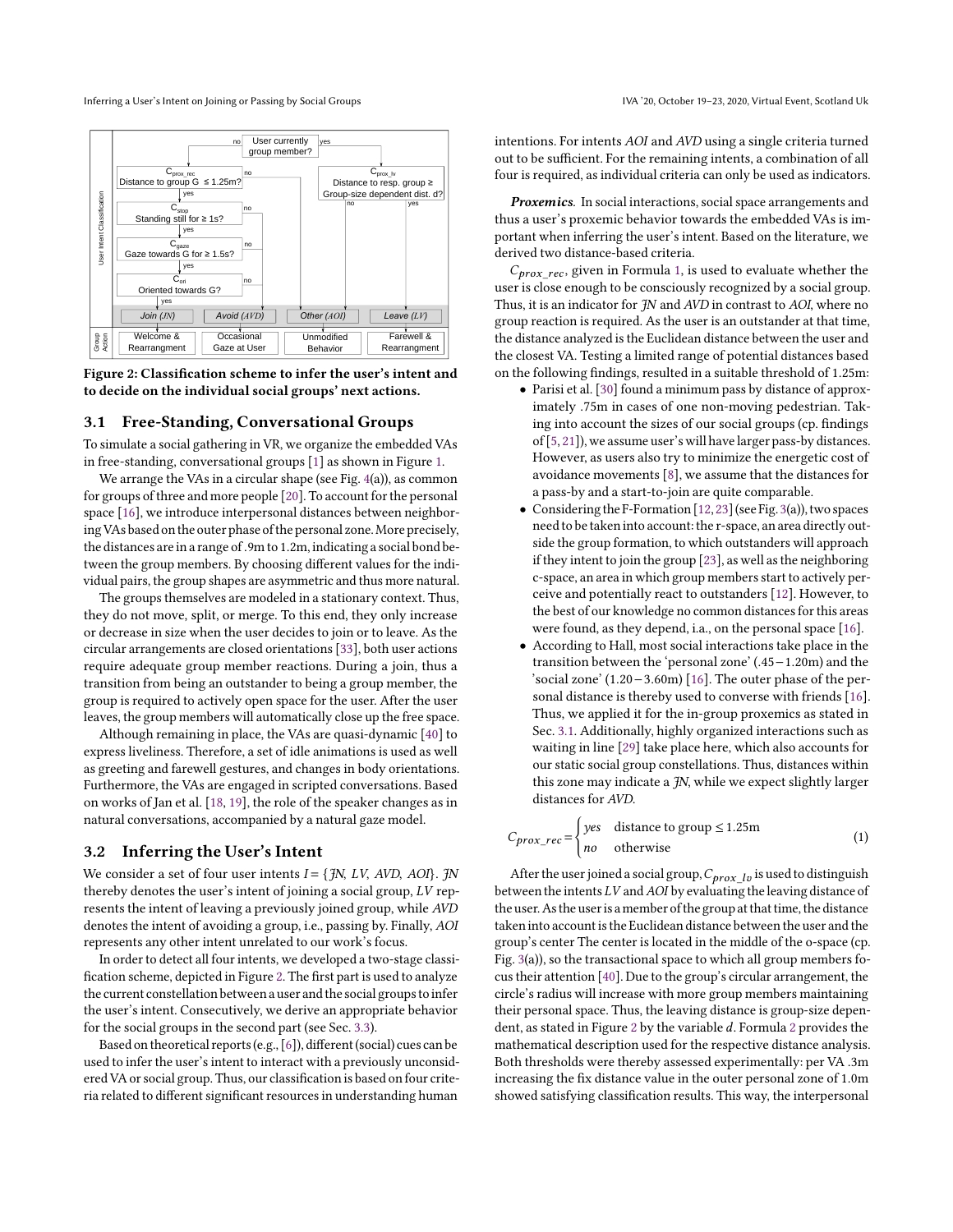User currently group member?

no / yes

$C_{prox\_rec}$ Distance to group G ≤ 1.25m?

$C_{stop}$ Standing still for ≥ 1s?

$C_{gaze}$ Gaze towards G for ≥ 1.5s?

$C_{ori}$ Oriented towards G?

$C_{prox\_lv}$ Distance to resp. group ≥ Group-size dependent dist. d?

User Intent Classification

Join (*JN*)

Avoid (*AVD*)

Other (*AOI*)

Leave (*LV*)

Group Action

Welcome & Rearrangment

Occasional Gaze at User

Unmodified Behavior

Farewell & Rearrangment

**Figure 2: Classification scheme to infer the user's intent and to decide on the individual social groups' next actions.**

## 3.1 Free-Standing, Conversational Groups

To simulate a social gathering in VR, we organize the embedded VAs in free-standing, conversational groups [1] as shown in Figure 1.

We arrange the VAs in a circular shape (see Fig. 4(a)), as common for groups of three and more people [20]. To account for the personal space [16], we introduce interpersonal distances between neighboring VAs based on the outer phase of the personal zone. More precisely, the distances are in a range of .9m to 1.2m, indicating a social bond between the group members. By choosing different values for the individual pairs, the group shapes are asymmetric and thus more natural.

The groups themselves are modeled in a stationary context. Thus, they do not move, split, or merge. To this end, they only increase or decrease in size when the user decides to join or to leave. As the circular arrangements are closed orientations [33], both user actions require adequate group member reactions. During a join, thus a transition from being an outstander to being a group member, the group is required to actively open space for the user. After the user leaves, the group members will automatically close up the free space.

Although remaining in place, the VAs are quasi-dynamic [40] to express liveliness. Therefore, a set of idle animations is used as well as greeting and farewell gestures, and changes in body orientations. Furthermore, the VAs are engaged in scripted conversations. Based on works of Jan et al. [18, 19], the role of the speaker changes as in natural conversations, accompanied by a natural gaze model.

## 3.2 Inferring the User's Intent

We consider a set of four user intents $I = \{JN, LV, AVD, AOI\}$. *JN* thereby denotes the user's intent of joining a social group, *LV* represents the intent of leaving a previously joined group, while *AVD* denotes the intent of avoiding a group, i.e., passing by. Finally, *AOI* represents any other intent unrelated to our work's focus.

In order to detect all four intents, we developed a two-stage classification scheme, depicted in Figure 2. The first part is used to analyze the current constellation between a user and the social groups to infer the user's intent. Consecutively, we derive an appropriate behavior for the social groups in the second part (see Sec. 3.3).

Based on theoretical reports (e.g., [6]), different (social) cues can be used to infer the user's intent to interact with a previously unconsidered VA or social group. Thus, our classification is based on four criteria related to different significant resources in understanding human intentions. For intents *AOI* and *AVD* using a single criteria turned out to be sufficient. For the remaining intents, a combination of all four is required, as individual criteria can only be used as indicators.

***Proxemics.*** In social interactions, social space arrangements and thus a user's proxemic behavior towards the embedded VAs is important when inferring the user's intent. Based on the literature, we derived two distance-based criteria.

$C_{prox\_rec}$, given in Formula 1, is used to evaluate whether the user is close enough to be consciously recognized by a social group. Thus, it is an indicator for *JN* and *AVD* in contrast to *AOI*, where no group reaction is required. As the user is an outstander at that time, the distance analyzed is the Euclidean distance between the user and the closest VA. Testing a limited range of potential distances based on the following findings, resulted in a suitable threshold of 1.25m:

- Parisi et al. [30] found a minimum pass by distance of approximately .75m in cases of one non-moving pedestrian. Taking into account the sizes of our social groups (cp. findings of [5, 21]), we assume user's will have larger pass-by distances. However, as users also try to minimize the energetic cost of avoidance movements [8], we assume that the distances for a pass-by and a start-to-join are quite comparable.
- Considering the F-Formation [12, 23] (see Fig. 3(a)), two spaces need to be taken into account: the r-space, an area directly outside the group formation, to which outstanders will approach if they intent to join the group [23], as well as the neighboring c-space, an area in which group members start to actively perceive and potentially react to outstanders [12]. However, to the best of our knowledge no common distances for this areas were found, as they depend, i.a., on the personal space [16].
- According to Hall, most social interactions take place in the transition between the 'personal zone' (.45−1.20m) and the 'social zone' (1.20−3.60m) [16]. The outer phase of the personal distance is thereby used to converse with friends [16]. Thus, we applied it for the in-group proxemics as stated in Sec. 3.1. Additionally, highly organized interactions such as waiting in line [29] take place here, which also accounts for our static social group constellations. Thus, distances within this zone may indicate a *JN*, while we expect slightly larger distances for *AVD*.

$$C_{prox\_rec} = \begin{cases} yes & \text{distance to group} \leq 1.25\text{m} \\ no & \text{otherwise} \end{cases} \tag{1}$$

After the user joined a social group, $C_{prox\_lv}$ is used to distinguish between the intents *LV* and *AOI* by evaluating the leaving distance of the user. As the user is a member of the group at that time, the distance taken into account is the Euclidean distance between the user and the group's center The center is located in the middle of the o-space (cp. Fig. 3(a)), so the transactional space to which all group members focus their attention [40]. Due to the group's circular arrangement, the circle's radius will increase with more group members maintaining their personal space. Thus, the leaving distance is group-size dependent, as stated in Figure 2 by the variable $d$. Formula 2 provides the mathematical description used for the respective distance analysis. Both thresholds were thereby assessed experimentally: per VA .3m increasing the fix distance value in the outer personal zone of 1.0m showed satisfying classification results. This way, the interpersonal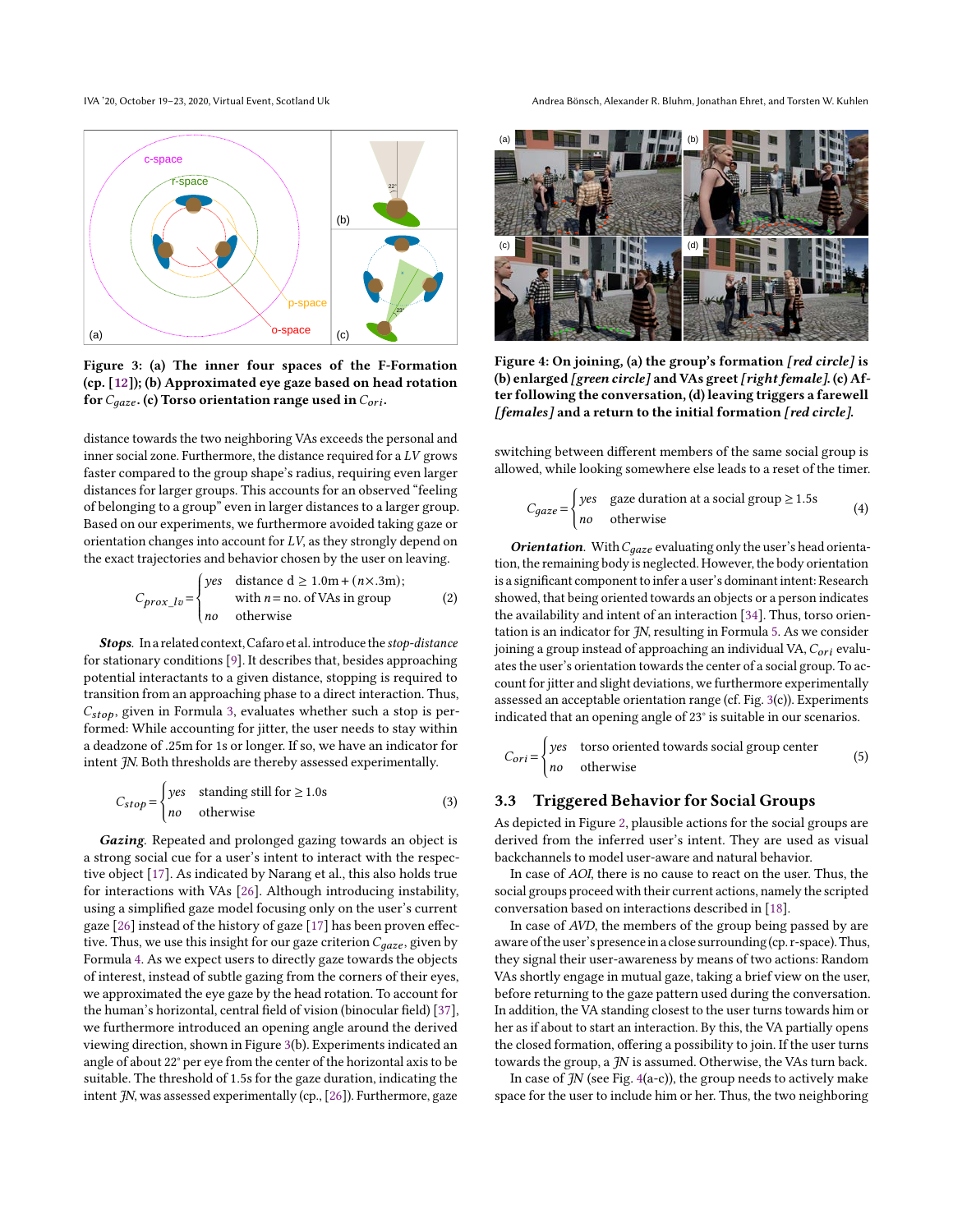c-space

r-space

p-space

o-space

(a)

(b)

22°

(c)

23°

**Figure 3: (a) The inner four spaces of the F-Formation (cp. [12]); (b) Approximated eye gaze based on head rotation for $C_{gaze}$. (c) Torso orientation range used in $C_{ori}$.**

distance towards the two neighboring VAs exceeds the personal and inner social zone. Furthermore, the distance required for a *LV* grows faster compared to the group shape's radius, requiring even larger distances for larger groups. This accounts for an observed "feeling of belonging to a group" even in larger distances to a larger group. Based on our experiments, we furthermore avoided taking gaze or orientation changes into account for *LV*, as they strongly depend on the exact trajectories and behavior chosen by the user on leaving.

$$C_{prox\_lv} = \begin{cases} yes & \text{distance d} \geq 1.0\text{m} + (n \times .3\text{m}); \\ & \text{with } n = \text{no. of VAs in group} \\ no & \text{otherwise} \end{cases} \quad (2)$$

***Stops.*** In a related context, Cafaro et al. introduce the *stop-distance* for stationary conditions [9]. It describes that, besides approaching potential interactants to a given distance, stopping is required to transition from an approaching phase to a direct interaction. Thus, $C_{stop}$, given in Formula 3, evaluates whether such a stop is performed: While accounting for jitter, the user needs to stay within a deadzone of .25m for 1s or longer. If so, we have an indicator for intent *JN*. Both thresholds are thereby assessed experimentally.

$$C_{stop} = \begin{cases} yes & \text{standing still for} \geq 1.0\text{s} \\ no & \text{otherwise} \end{cases} \quad (3)$$

***Gazing.*** Repeated and prolonged gazing towards an object is a strong social cue for a user's intent to interact with the respective object [17]. As indicated by Narang et al., this also holds true for interactions with VAs [26]. Although introducing instability, using a simplified gaze model focusing only on the user's current gaze [26] instead of the history of gaze [17] has been proven effective. Thus, we use this insight for our gaze criterion $C_{gaze}$, given by Formula 4. As we expect users to directly gaze towards the objects of interest, instead of subtle gazing from the corners of their eyes, we approximated the eye gaze by the head rotation. To account for the human's horizontal, central field of vision (binocular field) [37], we furthermore introduced an opening angle around the derived viewing direction, shown in Figure 3(b). Experiments indicated an angle of about 22° per eye from the center of the horizontal axis to be suitable. The threshold of 1.5s for the gaze duration, indicating the intent *JN*, was assessed experimentally (cp., [26]). Furthermore, gaze switching between different members of the same social group is allowed, while looking somewhere else leads to a reset of the timer.

$$C_{gaze} = \begin{cases} yes & \text{gaze duration at a social group} \geq 1.5\text{s} \\ no & \text{otherwise} \end{cases} \quad (4)$$

***Orientation.*** With $C_{gaze}$ evaluating only the user's head orientation, the remaining body is neglected. However, the body orientation is a significant component to infer a user's dominant intent: Research showed, that being oriented towards an objects or a person indicates the availability and intent of an interaction [34]. Thus, torso orientation is an indicator for *JN*, resulting in Formula 5. As we consider joining a group instead of approaching an individual VA, $C_{ori}$ evaluates the user's orientation towards the center of a social group. To account for jitter and slight deviations, we furthermore experimentally assessed an acceptable orientation range (cf. Fig. 3(c)). Experiments indicated that an opening angle of 23° is suitable in our scenarios.

$$C_{ori} = \begin{cases} yes & \text{torso oriented towards social group center} \\ no & \text{otherwise} \end{cases} \quad (5)$$

(a) (b) (c) (d)

**Figure 4: On joining, (a) the group's formation *[red circle]* is (b) enlarged *[green circle]* and VAs greet *[right female]*. (c) After following the conversation, (d) leaving triggers a farewell *[females]* and a return to the initial formation *[red circle]*.**

## 3.3 Triggered Behavior for Social Groups

As depicted in Figure 2, plausible actions for the social groups are derived from the inferred user's intent. They are used as visual backchannels to model user-aware and natural behavior.

In case of *AOI*, there is no cause to react on the user. Thus, the social groups proceed with their current actions, namely the scripted conversation based on interactions described in [18].

In case of *AVD*, the members of the group being passed by are aware of the user's presence in a close surrounding (cp. r-space). Thus, they signal their user-awareness by means of two actions: Random VAs shortly engage in mutual gaze, taking a brief view on the user, before returning to the gaze pattern used during the conversation. In addition, the VA standing closest to the user turns towards him or her as if about to start an interaction. By this, the VA partially opens the closed formation, offering a possibility to join. If the user turns towards the group, a *JN* is assumed. Otherwise, the VAs turn back.

In case of *JN* (see Fig. 4(a-c)), the group needs to actively make space for the user to include him or her. Thus, the two neighboring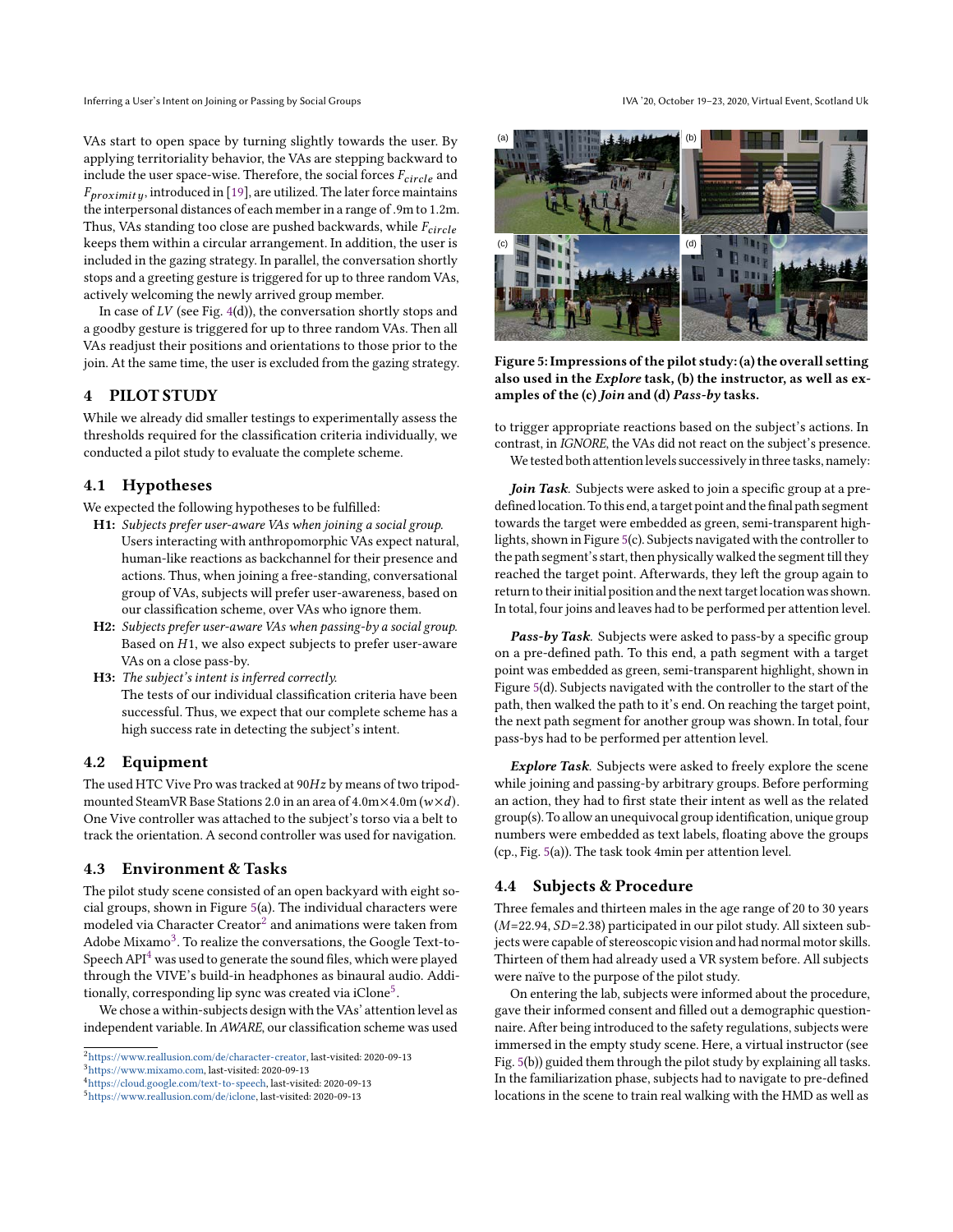VAs start to open space by turning slightly towards the user. By applying territoriality behavior, the VAs are stepping backward to include the user space-wise. Therefore, the social forces $F_{circle}$ and $F_{proximity}$, introduced in [19], are utilized. The later force maintains the interpersonal distances of each member in a range of .9m to 1.2m. Thus, VAs standing too close are pushed backwards, while $F_{circle}$ keeps them within a circular arrangement. In addition, the user is included in the gazing strategy. In parallel, the conversation shortly stops and a greeting gesture is triggered for up to three random VAs, actively welcoming the newly arrived group member.

In case of *LV* (see Fig. 4(d)), the conversation shortly stops and a goodby gesture is triggered for up to three random VAs. Then all VAs readjust their positions and orientations to those prior to the join. At the same time, the user is excluded from the gazing strategy.

## 4 PILOT STUDY

While we already did smaller testings to experimentally assess the thresholds required for the classification criteria individually, we conducted a pilot study to evaluate the complete scheme.

### 4.1 Hypotheses

We expected the following hypotheses to be fulfilled:

**H1:** *Subjects prefer user-aware VAs when joining a social group.* Users interacting with anthropomorphic VAs expect natural, human-like reactions as backchannel for their presence and actions. Thus, when joining a free-standing, conversational group of VAs, subjects will prefer user-awareness, based on our classification scheme, over VAs who ignore them.

**H2:** *Subjects prefer user-aware VAs when passing-by a social group.* Based on $H1$, we also expect subjects to prefer user-aware VAs on a close pass-by.

**H3:** *The subject's intent is inferred correctly.* The tests of our individual classification criteria have been successful. Thus, we expect that our complete scheme has a high success rate in detecting the subject's intent.

### 4.2 Equipment

The used HTC Vive Pro was tracked at 90$Hz$ by means of two tripod-mounted SteamVR Base Stations 2.0 in an area of 4.0m×4.0m ($w$×$d$). One Vive controller was attached to the subject's torso via a belt to track the orientation. A second controller was used for navigation.

### 4.3 Environment & Tasks

The pilot study scene consisted of an open backyard with eight social groups, shown in Figure 5(a). The individual characters were modeled via Character Creator[2] and animations were taken from Adobe Mixamo[3]. To realize the conversations, the Google Text-to-Speech API[4] was used to generate the sound files, which were played through the VIVE's build-in headphones as binaural audio. Additionally, corresponding lip sync was created via iClone[5].

We chose a within-subjects design with the VAs' attention level as independent variable. In *AWARE*, our classification scheme was used to trigger appropriate reactions based on the subject's actions. In contrast, in *IGNORE*, the VAs did not react on the subject's presence.

We tested both attention levels successively in three tasks, namely:

***Join Task.*** Subjects were asked to join a specific group at a predefined location. To this end, a target point and the final path segment towards the target were embedded as green, semi-transparent highlights, shown in Figure 5(c). Subjects navigated with the controller to the path segment's start, then physically walked the segment till they reached the target point. Afterwards, they left the group again to return to their initial position and the next target location was shown. In total, four joins and leaves had to be performed per attention level.

***Pass-by Task.*** Subjects were asked to pass-by a specific group on a pre-defined path. To this end, a path segment with a target point was embedded as green, semi-transparent highlight, shown in Figure 5(d). Subjects navigated with the controller to the start of the path, then walked the path to it's end. On reaching the target point, the next path segment for another group was shown. In total, four pass-bys had to be performed per attention level.

***Explore Task.*** Subjects were asked to freely explore the scene while joining and passing-by arbitrary groups. Before performing an action, they had to first state their intent as well as the related group(s). To allow an unequivocal group identification, unique group numbers were embedded as text labels, floating above the groups (cp., Fig. 5(a)). The task took 4min per attention level.

**Figure 5: Impressions of the pilot study: (a) the overall setting also used in the *Explore* task, (b) the instructor, as well as examples of the (c) *Join* and (d) *Pass-by* tasks.**

### 4.4 Subjects & Procedure

Three females and thirteen males in the age range of 20 to 30 years ($M$=22.94, $SD$=2.38) participated in our pilot study. All sixteen subjects were capable of stereoscopic vision and had normal motor skills. Thirteen of them had already used a VR system before. All subjects were naïve to the purpose of the pilot study.

On entering the lab, subjects were informed about the procedure, gave their informed consent and filled out a demographic questionnaire. After being introduced to the safety regulations, subjects were immersed in the empty study scene. Here, a virtual instructor (see Fig. 5(b)) guided them through the pilot study by explaining all tasks. In the familiarization phase, subjects had to navigate to pre-defined locations in the scene to train real walking with the HMD as well as

[2] https://www.reallusion.com/de/character-creator, last-visited: 2020-09-13
[3] https://www.mixamo.com, last-visited: 2020-09-13
[4] https://cloud.google.com/text-to-speech, last-visited: 2020-09-13
[5] https://www.reallusion.com/de/iclone, last-visited: 2020-09-13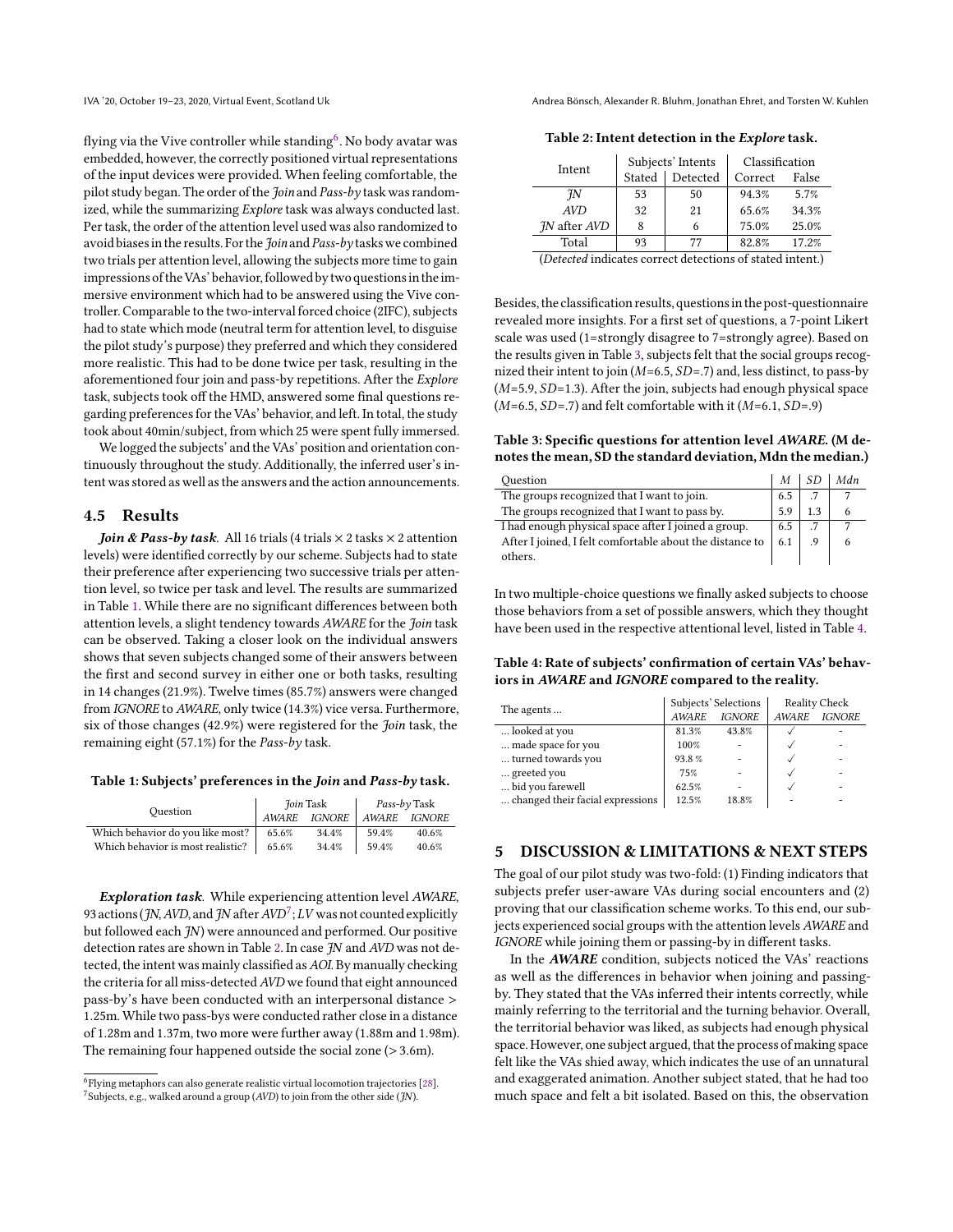flying via the Vive controller while standing[6]. No body avatar was embedded, however, the correctly positioned virtual representations of the input devices were provided. When feeling comfortable, the pilot study began. The order of the *Join* and *Pass-by* task was randomized, while the summarizing *Explore* task was always conducted last. Per task, the order of the attention level used was also randomized to avoid biases in the results. For the *Join* and *Pass-by* tasks we combined two trials per attention level, allowing the subjects more time to gain impressions of the VAs' behavior, followed by two questions in the immersive environment which had to be answered using the Vive controller. Comparable to the two-interval forced choice (2IFC), subjects had to state which mode (neutral term for attention level, to disguise the pilot study's purpose) they preferred and which they considered more realistic. This had to be done twice per task, resulting in the aforementioned four join and pass-by repetitions. After the *Explore* task, subjects took off the HMD, answered some final questions regarding preferences for the VAs' behavior, and left. In total, the study took about 40min/subject, from which 25 were spent fully immersed.

We logged the subjects' and the VAs' position and orientation continuously throughout the study. Additionally, the inferred user's intent was stored as well as the answers and the action announcements.

## 4.5 Results

***Join & Pass-by task.*** All 16 trials (4 trials $\times$ 2 tasks $\times$ 2 attention levels) were identified correctly by our scheme. Subjects had to state their preference after experiencing two successive trials per attention level, so twice per task and level. The results are summarized in Table 1. While there are no significant differences between both attention levels, a slight tendency towards *AWARE* for the *Join* task can be observed. Taking a closer look on the individual answers shows that seven subjects changed some of their answers between the first and second survey in either one or both tasks, resulting in 14 changes (21.9%). Twelve times (85.7%) answers were changed from *IGNORE* to *AWARE*, only twice (14.3%) vice versa. Furthermore, six of those changes (42.9%) were registered for the *Join* task, the remaining eight (57.1%) for the *Pass-by* task.

**Table 1: Subjects' preferences in the *Join* and *Pass-by* task.**

| Question | *Join* Task | | *Pass-by* Task | |
|---|---|---|---|---|
| | *AWARE* | *IGNORE* | *AWARE* | *IGNORE* |
| Which behavior do you like most? | 65.6% | 34.4% | 59.4% | 40.6% |
| Which behavior is most realistic? | 65.6% | 34.4% | 59.4% | 40.6% |

***Exploration task.*** While experiencing attention level *AWARE*, 93 actions (*JN*, *AVD*, and *JN* after *AVD*[7]; *LV* was not counted explicitly but followed each *JN*) were announced and performed. Our positive detection rates are shown in Table 2. In case *JN* and *AVD* was not detected, the intent was mainly classified as *AOI*. By manually checking the criteria for all miss-detected *AVD* we found that eight announced pass-by's have been conducted with an interpersonal distance > 1.25m. While two pass-bys were conducted rather close in a distance of 1.28m and 1.37m, two more were further away (1.88m and 1.98m). The remaining four happened outside the social zone (> 3.6m).

**Table 2: Intent detection in the *Explore* task.**

| Intent | Subjects' Intents | | Classification | |
|---|---|---|---|---|
| | Stated | Detected | Correct | False |
| *JN* | 53 | 50 | 94.3% | 5.7% |
| *AVD* | 32 | 21 | 65.6% | 34.3% |
| *JN* after *AVD* | 8 | 6 | 75.0% | 25.0% |
| Total | 93 | 77 | 82.8% | 17.2% |

(*Detected* indicates correct detections of stated intent.)

Besides, the classification results, questions in the post-questionnaire revealed more insights. For a first set of questions, a 7-point Likert scale was used (1=strongly disagree to 7=strongly agree). Based on the results given in Table 3, subjects felt that the social groups recognized their intent to join (*M*=6.5, *SD*=.7) and, less distinct, to pass-by (*M*=5.9, *SD*=1.3). After the join, subjects had enough physical space (*M*=6.5, *SD*=.7) and felt comfortable with it (*M*=6.1, *SD*=.9)

**Table 3: Specific questions for attention level *AWARE*. (M denotes the mean, SD the standard deviation, Mdn the median.)**

| Question | *M* | *SD* | *Mdn* |
|---|---|---|---|
| The groups recognized that I want to join. | 6.5 | .7 | 7 |
| The groups recognized that I want to pass by. | 5.9 | 1.3 | 6 |
| I had enough physical space after I joined a group. | 6.5 | .7 | 7 |
| After I joined, I felt comfortable about the distance to others. | 6.1 | .9 | 6 |

In two multiple-choice questions we finally asked subjects to choose those behaviors from a set of possible answers, which they thought have been used in the respective attentional level, listed in Table 4.

**Table 4: Rate of subjects' confirmation of certain VAs' behaviors in *AWARE* and *IGNORE* compared to the reality.**

| The agents ... | Subjects' Selections | | Reality Check | |
|---|---|---|---|---|
| | *AWARE* | *IGNORE* | *AWARE* | *IGNORE* |
| ... looked at you | 81.3% | 43.8% | ✓ | - |
| ... made space for you | 100% | - | ✓ | - |
| ... turned towards you | 93.8 % | - | ✓ | - |
| ... greeted you | 75% | - | ✓ | - |
| ... bid you farewell | 62.5% | - | ✓ | - |
| ... changed their facial expressions | 12.5% | 18.8% | - | - |

# 5 DISCUSSION & LIMITATIONS & NEXT STEPS

The goal of our pilot study was two-fold: (1) Finding indicators that subjects prefer user-aware VAs during social encounters and (2) proving that our classification scheme works. To this end, our subjects experienced social groups with the attention levels *AWARE* and *IGNORE* while joining them or passing-by in different tasks.

In the ***AWARE*** condition, subjects noticed the VAs' reactions as well as the differences in behavior when joining and passing-by. They stated that the VAs inferred their intents correctly, while mainly referring to the territorial and the turning behavior. Overall, the territorial behavior was liked, as subjects had enough physical space. However, one subject argued, that the process of making space felt like the VAs shied away, which indicates the use of an unnatural and exaggerated animation. Another subject stated, that he had too much space and felt a bit isolated. Based on this, the observation

[6] Flying metaphors can also generate realistic virtual locomotion trajectories [28].

[7] Subjects, e.g., walked around a group (*AVD*) to join from the other side (*JN*).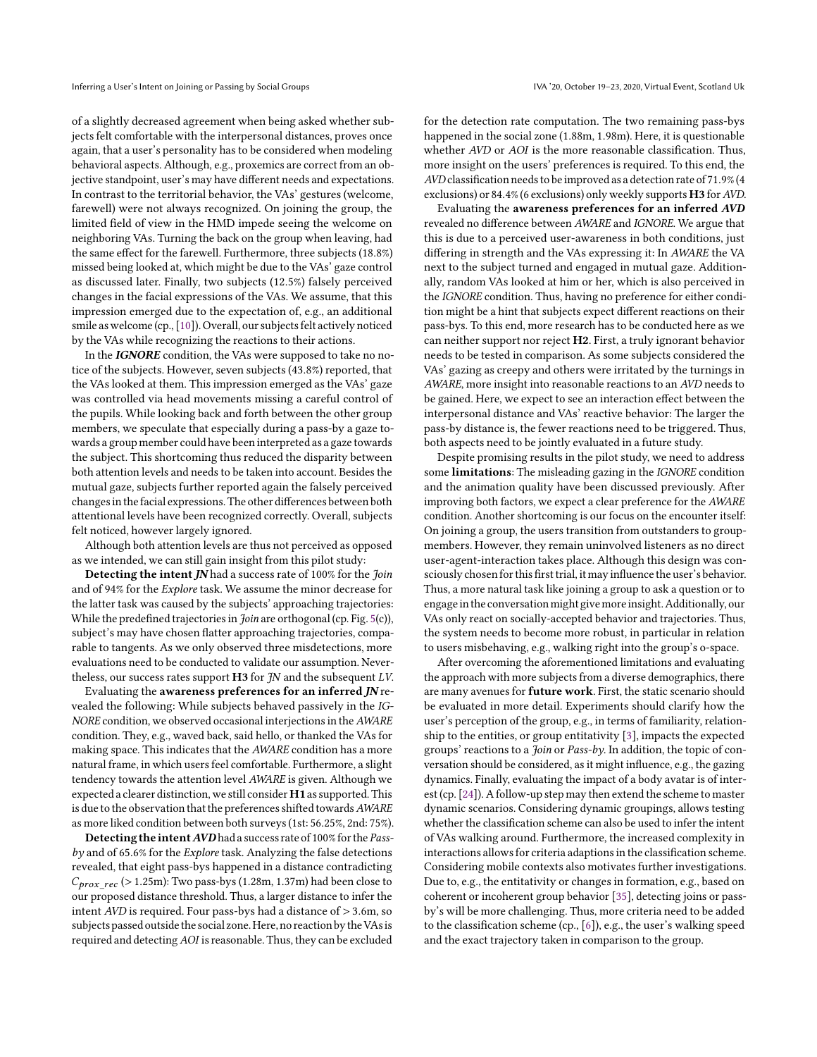of a slightly decreased agreement when being asked whether subjects felt comfortable with the interpersonal distances, proves once again, that a user's personality has to be considered when modeling behavioral aspects. Although, e.g., proxemics are correct from an objective standpoint, user's may have different needs and expectations. In contrast to the territorial behavior, the VAs' gestures (welcome, farewell) were not always recognized. On joining the group, the limited field of view in the HMD impede seeing the welcome on neighboring VAs. Turning the back on the group when leaving, had the same effect for the farewell. Furthermore, three subjects (18.8%) missed being looked at, which might be due to the VAs' gaze control as discussed later. Finally, two subjects (12.5%) falsely perceived changes in the facial expressions of the VAs. We assume, that this impression emerged due to the expectation of, e.g., an additional smile as welcome (cp., [10]). Overall, our subjects felt actively noticed by the VAs while recognizing the reactions to their actions.

In the ***IGNORE*** condition, the VAs were supposed to take no notice of the subjects. However, seven subjects (43.8%) reported, that the VAs looked at them. This impression emerged as the VAs' gaze was controlled via head movements missing a careful control of the pupils. While looking back and forth between the other group members, we speculate that especially during a pass-by a gaze towards a group member could have been interpreted as a gaze towards the subject. This shortcoming thus reduced the disparity between both attention levels and needs to be taken into account. Besides the mutual gaze, subjects further reported again the falsely perceived changes in the facial expressions. The other differences between both attentional levels have been recognized correctly. Overall, subjects felt noticed, however largely ignored.

Although both attention levels are thus not perceived as opposed as we intended, we can still gain insight from this pilot study:

**Detecting the intent *JN*** had a success rate of 100% for the *Join* and of 94% for the *Explore* task. We assume the minor decrease for the latter task was caused by the subjects' approaching trajectories: While the predefined trajectories in *Join* are orthogonal (cp. Fig. 5(c)), subject's may have chosen flatter approaching trajectories, comparable to tangents. As we only observed three misdetections, more evaluations need to be conducted to validate our assumption. Nevertheless, our success rates support **H3** for *JN* and the subsequent *LV*.

Evaluating the **awareness preferences for an inferred *JN*** revealed the following: While subjects behaved passively in the *IGNORE* condition, we observed occasional interjections in the *AWARE* condition. They, e.g., waved back, said hello, or thanked the VAs for making space. This indicates that the *AWARE* condition has a more natural frame, in which users feel comfortable. Furthermore, a slight tendency towards the attention level *AWARE* is given. Although we expected a clearer distinction, we still consider **H1** as supported. This is due to the observation that the preferences shifted towards *AWARE* as more liked condition between both surveys (1st: 56.25%, 2nd: 75%).

**Detecting the intent *AVD*** had a success rate of 100% for the *Pass-by* and of 65.6% for the *Explore* task. Analyzing the false detections revealed, that eight pass-bys happened in a distance contradicting $C_{prox\_rec}$ (> 1.25m): Two pass-bys (1.28m, 1.37m) had been close to our proposed distance threshold. Thus, a larger distance to infer the intent *AVD* is required. Four pass-bys had a distance of > 3.6m, so subjects passed outside the social zone. Here, no reaction by the VAs is required and detecting *AOI* is reasonable. Thus, they can be excluded for the detection rate computation. The two remaining pass-bys happened in the social zone (1.88m, 1.98m). Here, it is questionable whether *AVD* or *AOI* is the more reasonable classification. Thus, more insight on the users' preferences is required. To this end, the *AVD* classification needs to be improved as a detection rate of 71.9% (4 exclusions) or 84.4% (6 exclusions) only weekly supports **H3** for *AVD*.

Evaluating the **awareness preferences for an inferred *AVD*** revealed no difference between *AWARE* and *IGNORE*. We argue that this is due to a perceived user-awareness in both conditions, just differing in strength and the VAs expressing it: In *AWARE* the VA next to the subject turned and engaged in mutual gaze. Additionally, random VAs looked at him or her, which is also perceived in the *IGNORE* condition. Thus, having no preference for either condition might be a hint that subjects expect different reactions on their pass-bys. To this end, more research has to be conducted here as we can neither support nor reject **H2**. First, a truly ignorant behavior needs to be tested in comparison. As some subjects considered the VAs' gazing as creepy and others were irritated by the turnings in *AWARE*, more insight into reasonable reactions to an *AVD* needs to be gained. Here, we expect to see an interaction effect between the interpersonal distance and VAs' reactive behavior: The larger the pass-by distance is, the fewer reactions need to be triggered. Thus, both aspects need to be jointly evaluated in a future study.

Despite promising results in the pilot study, we need to address some **limitations**: The misleading gazing in the *IGNORE* condition and the animation quality have been discussed previously. After improving both factors, we expect a clear preference for the *AWARE* condition. Another shortcoming is our focus on the encounter itself: On joining a group, the users transition from outstanders to group-members. However, they remain uninvolved listeners as no direct user-agent-interaction takes place. Although this design was consciously chosen for this first trial, it may influence the user's behavior. Thus, a more natural task like joining a group to ask a question or to engage in the conversation might give more insight. Additionally, our VAs only react on socially-accepted behavior and trajectories. Thus, the system needs to become more robust, in particular in relation to users misbehaving, e.g., walking right into the group's o-space.

After overcoming the aforementioned limitations and evaluating the approach with more subjects from a diverse demographics, there are many avenues for **future work**. First, the static scenario should be evaluated in more detail. Experiments should clarify how the user's perception of the group, e.g., in terms of familiarity, relationship to the entities, or group entitativity [3], impacts the expected groups' reactions to a *Join* or *Pass-by*. In addition, the topic of conversation should be considered, as it might influence, e.g., the gazing dynamics. Finally, evaluating the impact of a body avatar is of interest (cp. [24]). A follow-up step may then extend the scheme to master dynamic scenarios. Considering dynamic groupings, allows testing whether the classification scheme can also be used to infer the intent of VAs walking around. Furthermore, the increased complexity in interactions allows for criteria adaptions in the classification scheme. Considering mobile contexts also motivates further investigations. Due to, e.g., the entitativity or changes in formation, e.g., based on coherent or incoherent group behavior [35], detecting joins or pass-by's will be more challenging. Thus, more criteria need to be added to the classification scheme (cp., [6]), e.g., the user's walking speed and the exact trajectory taken in comparison to the group.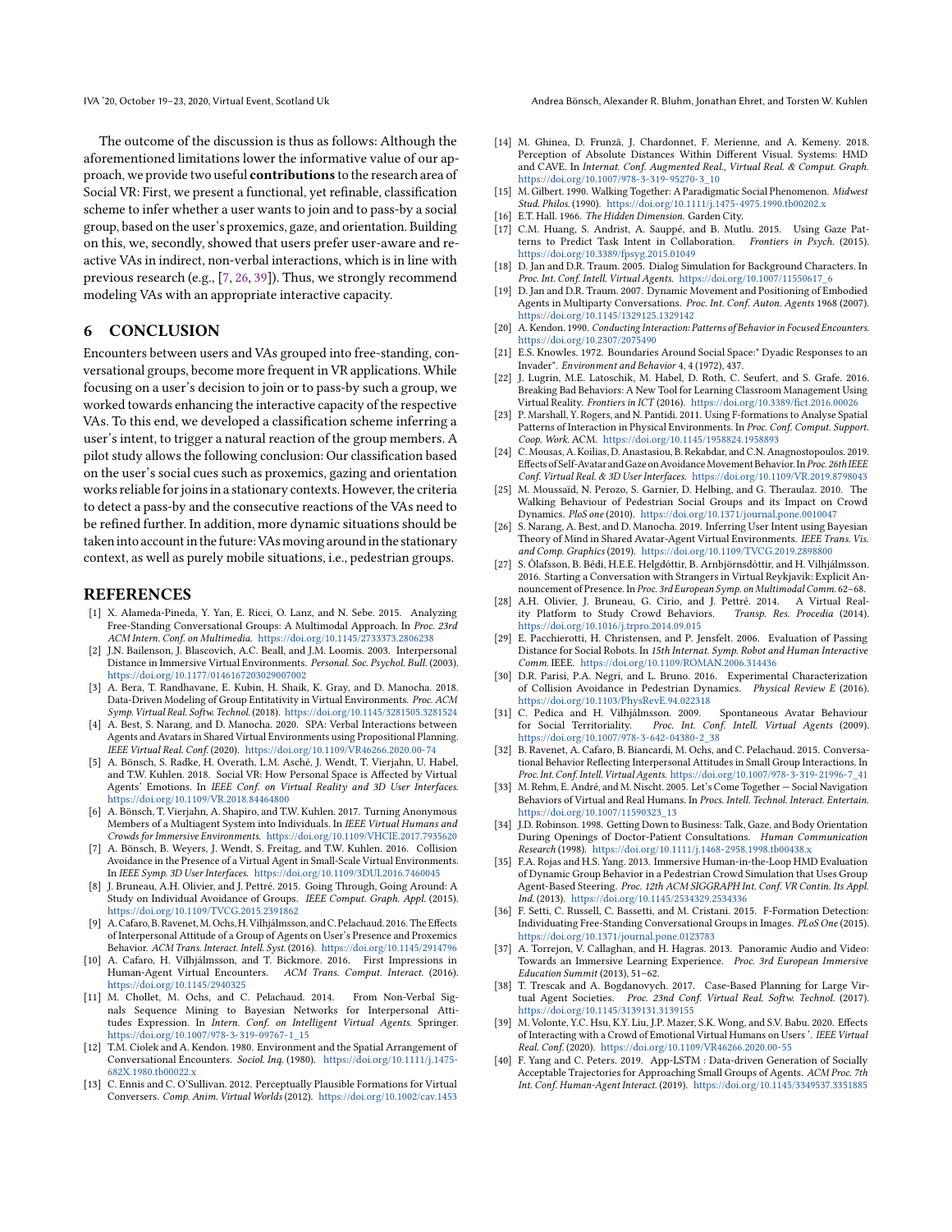The outcome of the discussion is thus as follows: Although the aforementioned limitations lower the informative value of our approach, we provide two useful **contributions** to the research area of Social VR: First, we present a functional, yet refinable, classification scheme to infer whether a user wants to join and to pass-by a social group, based on the user's proxemics, gaze, and orientation. Building on this, we, secondly, showed that users prefer user-aware and reactive VAs in indirect, non-verbal interactions, which is in line with previous research (e.g., [7, 26, 39]). Thus, we strongly recommend modeling VAs with an appropriate interactive capacity.

## 6 CONCLUSION

Encounters between users and VAs grouped into free-standing, conversational groups, become more frequent in VR applications. While focusing on a user's decision to join or to pass-by such a group, we worked towards enhancing the interactive capacity of the respective VAs. To this end, we developed a classification scheme inferring a user's intent, to trigger a natural reaction of the group members. A pilot study allows the following conclusion: Our classification based on the user's social cues such as proxemics, gazing and orientation works reliable for joins in a stationary contexts. However, the criteria to detect a pass-by and the consecutive reactions of the VAs need to be refined further. In addition, more dynamic situations should be taken into account in the future: VAs moving around in the stationary context, as well as purely mobile situations, i.e., pedestrian groups.

## REFERENCES

- [1] X. Alameda-Pineda, Y. Yan, E. Ricci, O. Lanz, and N. Sebe. 2015. Analyzing Free-Standing Conversational Groups: A Multimodal Approach. In *Proc. 23rd ACM Intern. Conf. on Multimedia*. https://doi.org/10.1145/2733373.2806238
- [2] J.N. Bailenson, J. Blascovich, A.C. Beall, and J.M. Loomis. 2003. Interpersonal Distance in Immersive Virtual Environments. *Personal. Soc. Psychol. Bull.* (2003). https://doi.org/10.1177/0146167203029007002
- [3] A. Bera, T. Randhavane, E. Kubin, H. Shaik, K. Gray, and D. Manocha. 2018. Data-Driven Modeling of Group Entitativity in Virtual Environments. *Proc. ACM Symp. Virtual Real. Softw. Technol.* (2018). https://doi.org/10.1145/3281505.3281524
- [4] A. Best, S. Narang, and D. Manocha. 2020. SPA: Verbal Interactions between Agents and Avatars in Shared Virtual Environments using Propositional Planning. *IEEE Virtual Real. Conf.* (2020). https://doi.org/10.1109/VR46266.2020.00-74
- [5] A. Bönsch, S. Radke, H. Overath, L.M. Asché, J. Wendt, T. Vierjahn, U. Habel, and T.W. Kuhlen. 2018. Social VR: How Personal Space is Affected by Virtual Agents' Emotions. In *IEEE Conf. on Virtual Reality and 3D User Interfaces*. https://doi.org/10.1109/VR.2018.84464800
- [6] A. Bönsch, T. Vierjahn, A. Shapiro, and T.W. Kuhlen. 2017. Turning Anonymous Members of a Multiagent System into Individuals. In *IEEE Virtual Humans and Crowds for Immersive Environments*. https://doi.org/10.1109/VHCIE.2017.7935620
- [7] A. Bönsch, B. Weyers, J. Wendt, S. Freitag, and T.W. Kuhlen. 2016. Collision Avoidance in the Presence of a Virtual Agent in Small-Scale Virtual Environments. In *IEEE Symp. 3D User Interfaces*. https://doi.org/10.1109/3DUI.2016.7460045
- [8] J. Bruneau, A.H. Olivier, and J. Pettré. 2015. Going Through, Going Around: A Study on Individual Avoidance of Groups. *IEEE Comput. Graph. Appl.* (2015). https://doi.org/10.1109/TVCG.2015.2391862
- [9] A. Cafaro, B. Ravenet, M. Ochs, H. Vilhjálmsson, and C. Pelachaud. 2016. The Effects of Interpersonal Attitude of a Group of Agents on User's Presence and Proxemics Behavior. *ACM Trans. Interact. Intell. Syst.* (2016). https://doi.org/10.1145/2914796
- [10] A. Cafaro, H. Vilhjálmsson, and T. Bickmore. 2016. First Impressions in Human-Agent Virtual Encounters. *ACM Trans. Comput. Interact.* (2016). https://doi.org/10.1145/2940325
- [11] M. Chollet, M. Ochs, and C. Pelachaud. 2014. From Non-Verbal Signals Sequence Mining to Bayesian Networks for Interpersonal Attitudes Expression. In *Intern. Conf. on Intelligent Virtual Agents*. Springer. https://doi.org/10.1007/978-3-319-09767-1_15
- [12] T.M. Ciolek and A. Kendon. 1980. Environment and the Spatial Arrangement of Conversational Encounters. *Sociol. Inq.* (1980). https://doi.org/10.1111/j.1475-682X.1980.tb00022.x
- [13] C. Ennis and C. O'Sullivan. 2012. Perceptually Plausible Formations for Virtual Conversers. *Comp. Anim. Virtual Worlds* (2012). https://doi.org/10.1002/cav.1453
- [14] M. Ghinea, D. Frunză, J. Chardonnet, F. Merienne, and A. Kemeny. 2018. Perception of Absolute Distances Within Different Visual. Systems: HMD and CAVE. In *Internat. Conf. Augmented Real., Virtual Real. & Comput. Graph.* https://doi.org/10.1007/978-3-319-95270-3_10
- [15] M. Gilbert. 1990. Walking Together: A Paradigmatic Social Phenomenon. *Midwest Stud. Philos.* (1990). https://doi.org/10.1111/j.1475-4975.1990.tb00202.x
- [16] E.T. Hall. 1966. *The Hidden Dimension*. Garden City.
- [17] C.M. Huang, S. Andrist, A. Sauppé, and B. Mutlu. 2015. Using Gaze Patterns to Predict Task Intent in Collaboration. *Frontiers in Psych.* (2015). https://doi.org/10.3389/fpsyg.2015.01049
- [18] D. Jan and D.R. Traum. 2005. Dialog Simulation for Background Characters. In *Proc. Int. Conf. Intell. Virtual Agents*. https://doi.org/10.1007/11550617_6
- [19] D. Jan and D.R. Traum. 2007. Dynamic Movement and Positioning of Embodied Agents in Multiparty Conversations. *Proc. Int. Conf. Auton. Agents* 1968 (2007). https://doi.org/10.1145/1329125.1329142
- [20] A. Kendon. 1990. *Conducting Interaction: Patterns of Behavior in Focused Encounters*. https://doi.org/10.2307/2075490
- [21] E.S. Knowles. 1972. Boundaries Around Social Space:" Dyadic Responses to an Invader". *Environment and Behavior* 4, 4 (1972), 437.
- [22] J. Lugrin, M.E. Latoschik, M. Habel, D. Roth, C. Seufert, and S. Grafe. 2016. Breaking Bad Behaviors: A New Tool for Learning Classroom Management Using Virtual Reality. *Frontiers in ICT* (2016). https://doi.org/10.3389/fict.2016.00026
- [23] P. Marshall, Y. Rogers, and N. Pantidi. 2011. Using F-formations to Analyse Spatial Patterns of Interaction in Physical Environments. In *Proc. Conf. Comput. Support. Coop. Work*. ACM. https://doi.org/10.1145/1958824.1958893
- [24] C. Mousas, A. Koilias, D. Anastasiou, B. Rekabdar, and C.N. Anagnostopoulos. 2019. Effects of Self-Avatar and Gaze on Avoidance Movement Behavior. In *Proc. 26th IEEE Conf. Virtual Real. & 3D User Interfaces*. https://doi.org/10.1109/VR.2019.8798043
- [25] M. Moussaïd, N. Perozo, S. Garnier, D. Helbing, and G. Theraulaz. 2010. The Walking Behaviour of Pedestrian Social Groups and its Impact on Crowd Dynamics. *PloS one* (2010). https://doi.org/10.1371/journal.pone.0010047
- [26] S. Narang, A. Best, and D. Manocha. 2019. Inferring User Intent using Bayesian Theory of Mind in Shared Avatar-Agent Virtual Environments. *IEEE Trans. Vis. and Comp. Graphics* (2019). https://doi.org/10.1109/TVCG.2019.2898800
- [27] S. Ólafsson, B. Bédi, H.E.E. Helgdóttir, B. Arnbjörnsdóttir, and H. Vilhjálmsson. 2016. Starting a Conversation with Strangers in Virtual Reykjavik: Explicit Announcement of Presence. In *Proc. 3rd European Symp. on Multimodal Comm.* 62–68.
- [28] A.H. Olivier, J. Bruneau, G. Cirio, and J. Pettré. 2014. A Virtual Reality Platform to Study Crowd Behaviors. *Transp. Res. Procedia* (2014). https://doi.org/10.1016/j.trpro.2014.09.015
- [29] E. Pacchierotti, H. Christensen, and P. Jensfelt. 2006. Evaluation of Passing Distance for Social Robots. In *15th Internat. Symp. Robot and Human Interactive Comm.* IEEE. https://doi.org/10.1109/ROMAN.2006.314436
- [30] D.R. Parisi, P.A. Negri, and L. Bruno. 2016. Experimental Characterization of Collision Avoidance in Pedestrian Dynamics. *Physical Review E* (2016). https://doi.org/10.1103/PhysRevE.94.022318
- [31] C. Pedica and H. Vilhjálmsson. 2009. Spontaneous Avatar Behaviour for Social Territoriality. *Proc. Int. Conf. Intell. Virtual Agents* (2009). https://doi.org/10.1007/978-3-642-04380-2_38
- [32] B. Ravenet, A. Cafaro, B. Biancardi, M. Ochs, and C. Pelachaud. 2015. Conversational Behavior Reflecting Interpersonal Attitudes in Small Group Interactions. In *Proc. Int. Conf. Intell. Virtual Agents*. https://doi.org/10.1007/978-3-319-21996-7_41
- [33] M. Rehm, E. André, and M. Nischt. 2005. Let's Come Together — Social Navigation Behaviors of Virtual and Real Humans. In *Procs. Intell. Technol. Interact. Entertain.* https://doi.org/10.1007/11590323_13
- [34] J.D. Robinson. 1998. Getting Down to Business: Talk, Gaze, and Body Orientation During Openings of Doctor-Patient Consultations. *Human Communication Research* (1998). https://doi.org/10.1111/j.1468-2958.1998.tb00438.x
- [35] F.A. Rojas and H.S. Yang. 2013. Immersive Human-in-the-Loop HMD Evaluation of Dynamic Group Behavior in a Pedestrian Crowd Simulation that Uses Group Agent-Based Steering. *Proc. 12th ACM SIGGRAPH Int. Conf. VR Contin. Its Appl. Ind.* (2013). https://doi.org/10.1145/2534329.2534336
- [36] F. Setti, C. Russell, C. Bassetti, and M. Cristani. 2015. F-Formation Detection: Individuating Free-Standing Conversational Groups in Images. *PLoS One* (2015). https://doi.org/10.1371/journal.pone.0123783
- [37] A. Torrejon, V. Callaghan, and H. Hagras. 2013. Panoramic Audio and Video: Towards an Immersive Learning Experience. *Proc. 3rd European Immersive Education Summit* (2013), 51–62.
- [38] T. Trescak and A. Bogdanovych. 2017. Case-Based Planning for Large Virtual Agent Societies. *Proc. 23rd Conf. Virtual Real. Softw. Technol.* (2017). https://doi.org/10.1145/3139131.3139155
- [39] M. Volonte, Y.C. Hsu, K.Y. Liu, J.P. Mazer, S.K. Wong, and S.V. Babu. 2020. Effects of Interacting with a Crowd of Emotional Virtual Humans on Users '. *IEEE Virtual Real. Conf.* (2020). https://doi.org/10.1109/VR46266.2020.00-55
- [40] F. Yang and C. Peters. 2019. App-LSTM : Data-driven Generation of Socially Acceptable Trajectories for Approaching Small Groups of Agents. *ACM Proc. 7th Int. Conf. Human-Agent Interact.* (2019). https://doi.org/10.1145/3349537.3351885